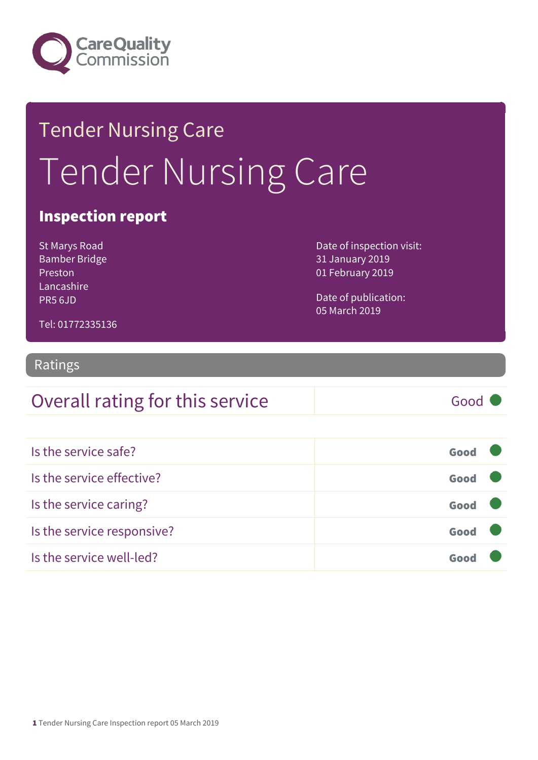Care Quality Commission

# Tender Nursing Care

# Tender Nursing Care

## Inspection report

St Marys Road
Bamber Bridge
Preston
Lancashire
PR5 6JD

Tel: 01772335136

Date of inspection visit:
31 January 2019
01 February 2019

Date of publication:
05 March 2019

## Ratings

| Overall rating for this service | Good |
|---|---|

| | |
|---|---|
| Is the service safe? | **Good** |
| Is the service effective? | **Good** |
| Is the service caring? | **Good** |
| Is the service responsive? | **Good** |
| Is the service well-led? | **Good** |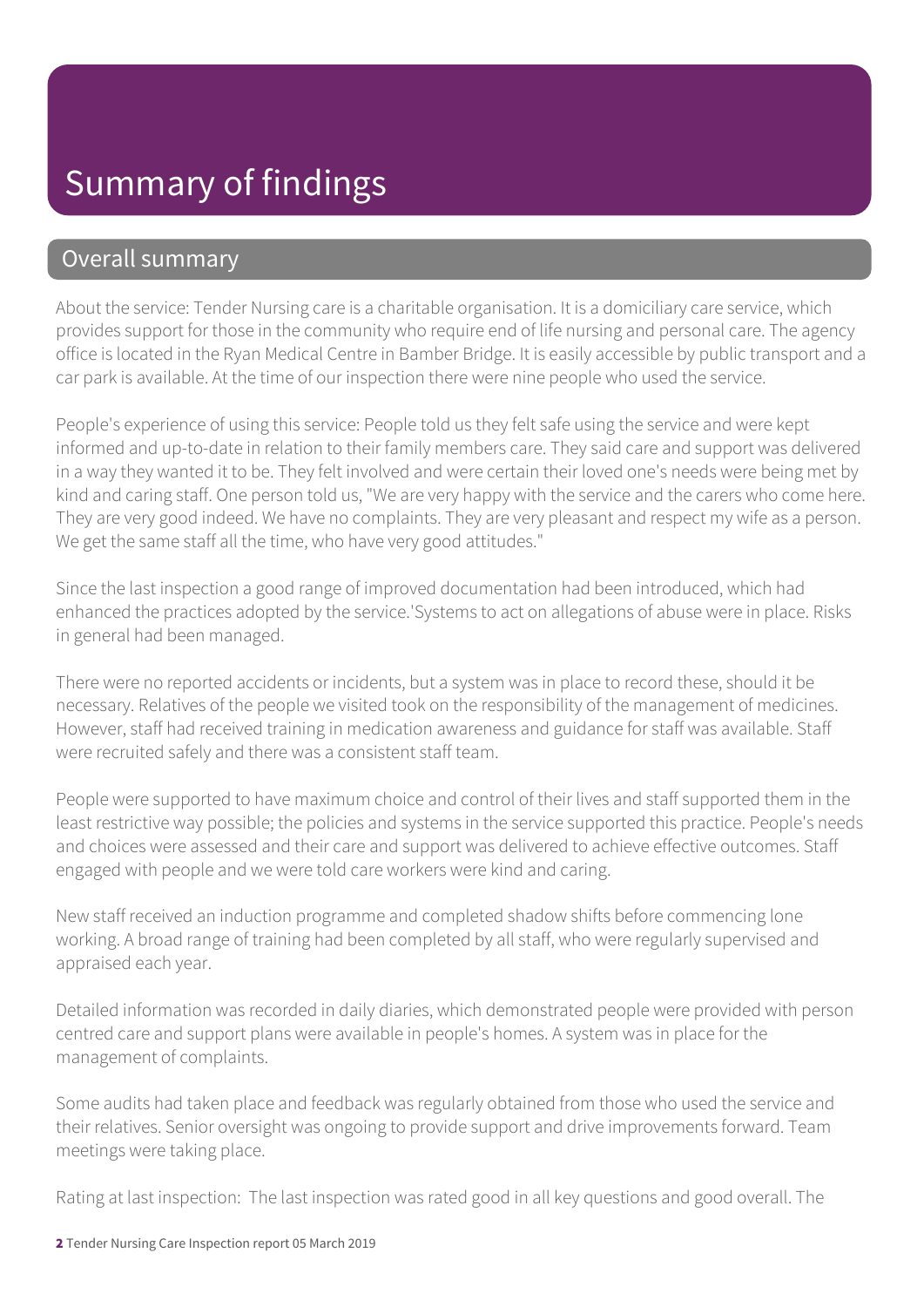# Summary of findings

## Overall summary

About the service: Tender Nursing care is a charitable organisation. It is a domiciliary care service, which provides support for those in the community who require end of life nursing and personal care. The agency office is located in the Ryan Medical Centre in Bamber Bridge. It is easily accessible by public transport and a car park is available. At the time of our inspection there were nine people who used the service.

People's experience of using this service: People told us they felt safe using the service and were kept informed and up-to-date in relation to their family members care. They said care and support was delivered in a way they wanted it to be. They felt involved and were certain their loved one's needs were being met by kind and caring staff. One person told us, "We are very happy with the service and the carers who come here. They are very good indeed. We have no complaints. They are very pleasant and respect my wife as a person. We get the same staff all the time, who have very good attitudes."

Since the last inspection a good range of improved documentation had been introduced, which had enhanced the practices adopted by the service.'Systems to act on allegations of abuse were in place. Risks in general had been managed.

There were no reported accidents or incidents, but a system was in place to record these, should it be necessary. Relatives of the people we visited took on the responsibility of the management of medicines. However, staff had received training in medication awareness and guidance for staff was available. Staff were recruited safely and there was a consistent staff team.

People were supported to have maximum choice and control of their lives and staff supported them in the least restrictive way possible; the policies and systems in the service supported this practice. People's needs and choices were assessed and their care and support was delivered to achieve effective outcomes. Staff engaged with people and we were told care workers were kind and caring.

New staff received an induction programme and completed shadow shifts before commencing lone working. A broad range of training had been completed by all staff, who were regularly supervised and appraised each year.

Detailed information was recorded in daily diaries, which demonstrated people were provided with person centred care and support plans were available in people's homes. A system was in place for the management of complaints.

Some audits had taken place and feedback was regularly obtained from those who used the service and their relatives. Senior oversight was ongoing to provide support and drive improvements forward. Team meetings were taking place.

Rating at last inspection: The last inspection was rated good in all key questions and good overall. The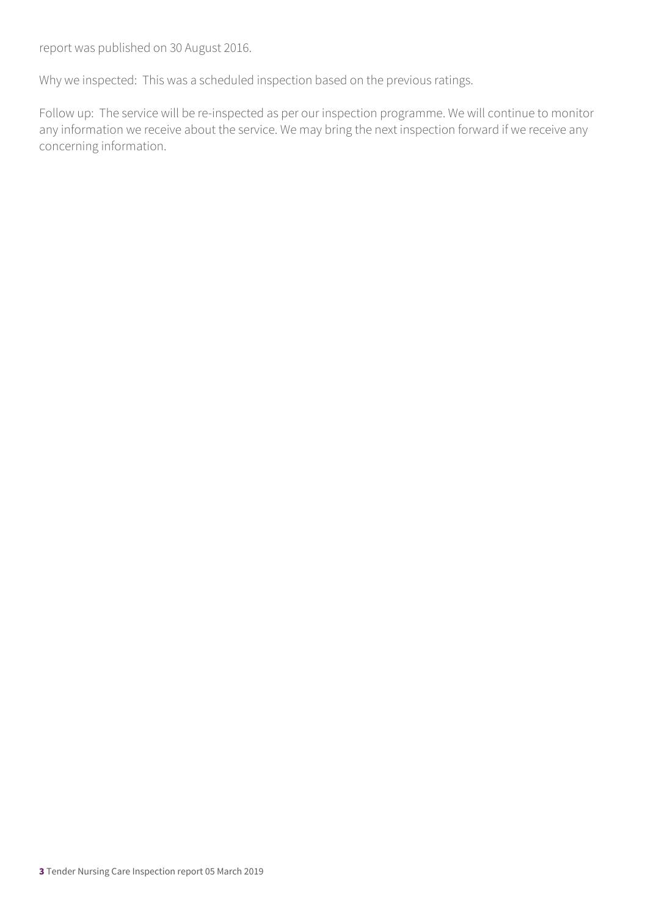report was published on 30 August 2016.

Why we inspected: This was a scheduled inspection based on the previous ratings.

Follow up: The service will be re-inspected as per our inspection programme. We will continue to monitor any information we receive about the service. We may bring the next inspection forward if we receive any concerning information.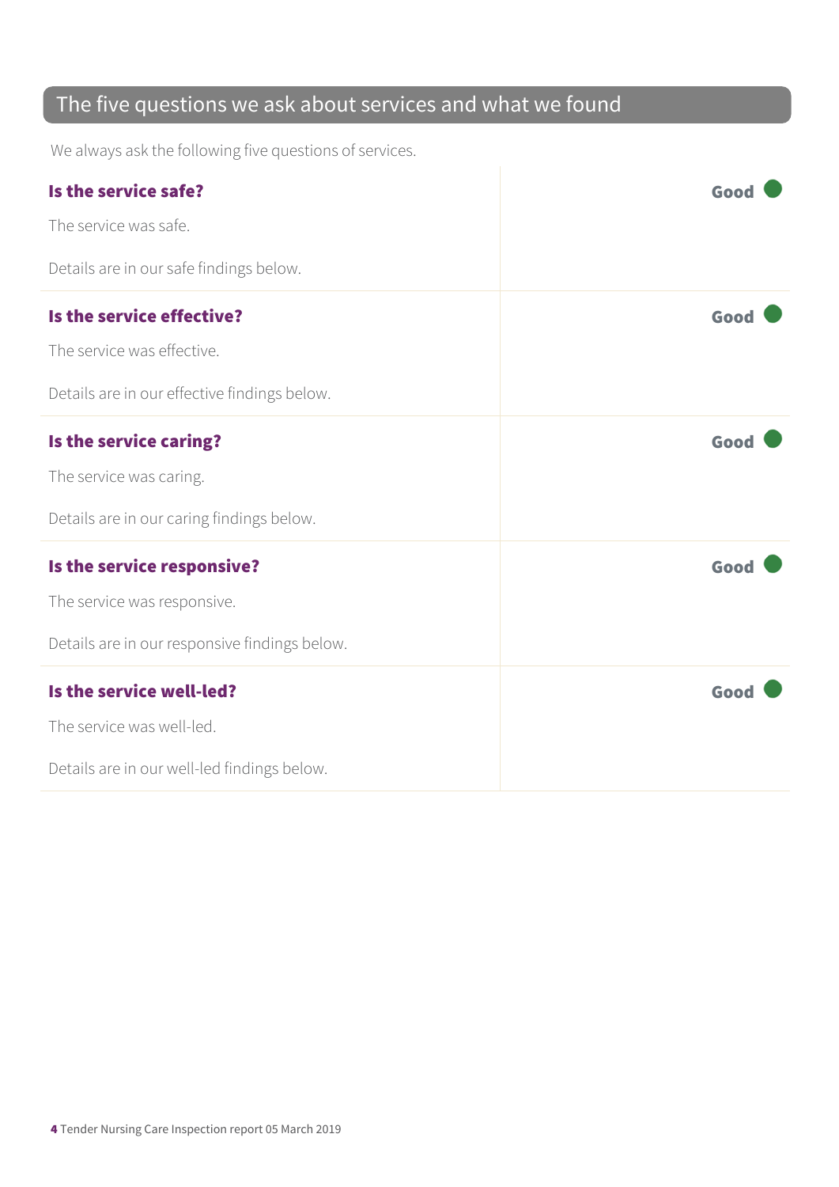## The five questions we ask about services and what we found

We always ask the following five questions of services.

| | |
|---|---|
| **Is the service safe?**<br><br>The service was safe.<br><br>Details are in our safe findings below. | **Good** |
| **Is the service effective?**<br><br>The service was effective.<br><br>Details are in our effective findings below. | **Good** |
| **Is the service caring?**<br><br>The service was caring.<br><br>Details are in our caring findings below. | **Good** |
| **Is the service responsive?**<br><br>The service was responsive.<br><br>Details are in our responsive findings below. | **Good** |
| **Is the service well-led?**<br><br>The service was well-led.<br><br>Details are in our well-led findings below. | **Good** |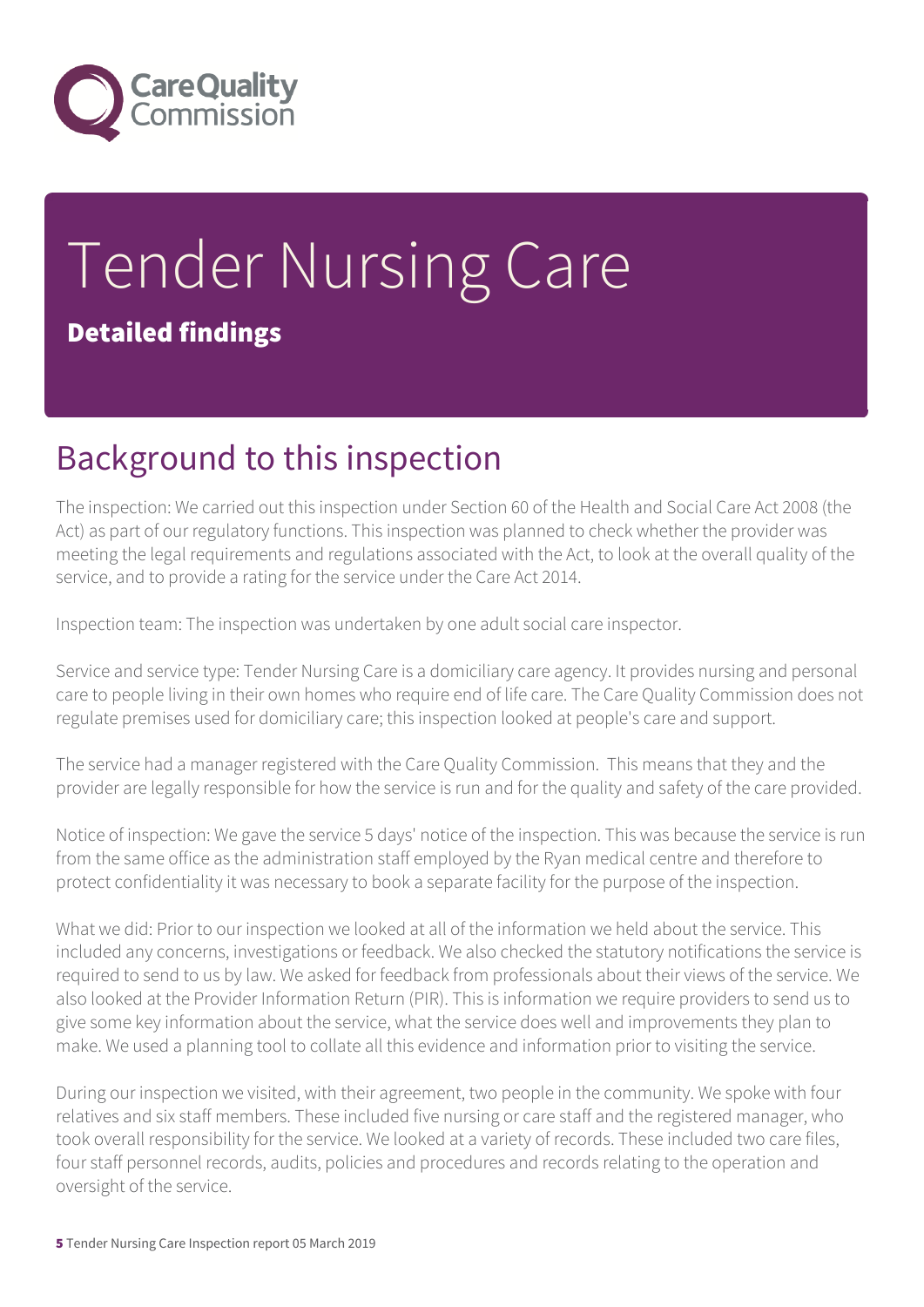# Tender Nursing Care

## Detailed findings

## Background to this inspection

The inspection: We carried out this inspection under Section 60 of the Health and Social Care Act 2008 (the Act) as part of our regulatory functions. This inspection was planned to check whether the provider was meeting the legal requirements and regulations associated with the Act, to look at the overall quality of the service, and to provide a rating for the service under the Care Act 2014.

Inspection team: The inspection was undertaken by one adult social care inspector.

Service and service type: Tender Nursing Care is a domiciliary care agency. It provides nursing and personal care to people living in their own homes who require end of life care. The Care Quality Commission does not regulate premises used for domiciliary care; this inspection looked at people's care and support.

The service had a manager registered with the Care Quality Commission. This means that they and the provider are legally responsible for how the service is run and for the quality and safety of the care provided.

Notice of inspection: We gave the service 5 days' notice of the inspection. This was because the service is run from the same office as the administration staff employed by the Ryan medical centre and therefore to protect confidentiality it was necessary to book a separate facility for the purpose of the inspection.

What we did: Prior to our inspection we looked at all of the information we held about the service. This included any concerns, investigations or feedback. We also checked the statutory notifications the service is required to send to us by law. We asked for feedback from professionals about their views of the service. We also looked at the Provider Information Return (PIR). This is information we require providers to send us to give some key information about the service, what the service does well and improvements they plan to make. We used a planning tool to collate all this evidence and information prior to visiting the service.

During our inspection we visited, with their agreement, two people in the community. We spoke with four relatives and six staff members. These included five nursing or care staff and the registered manager, who took overall responsibility for the service. We looked at a variety of records. These included two care files, four staff personnel records, audits, policies and procedures and records relating to the operation and oversight of the service.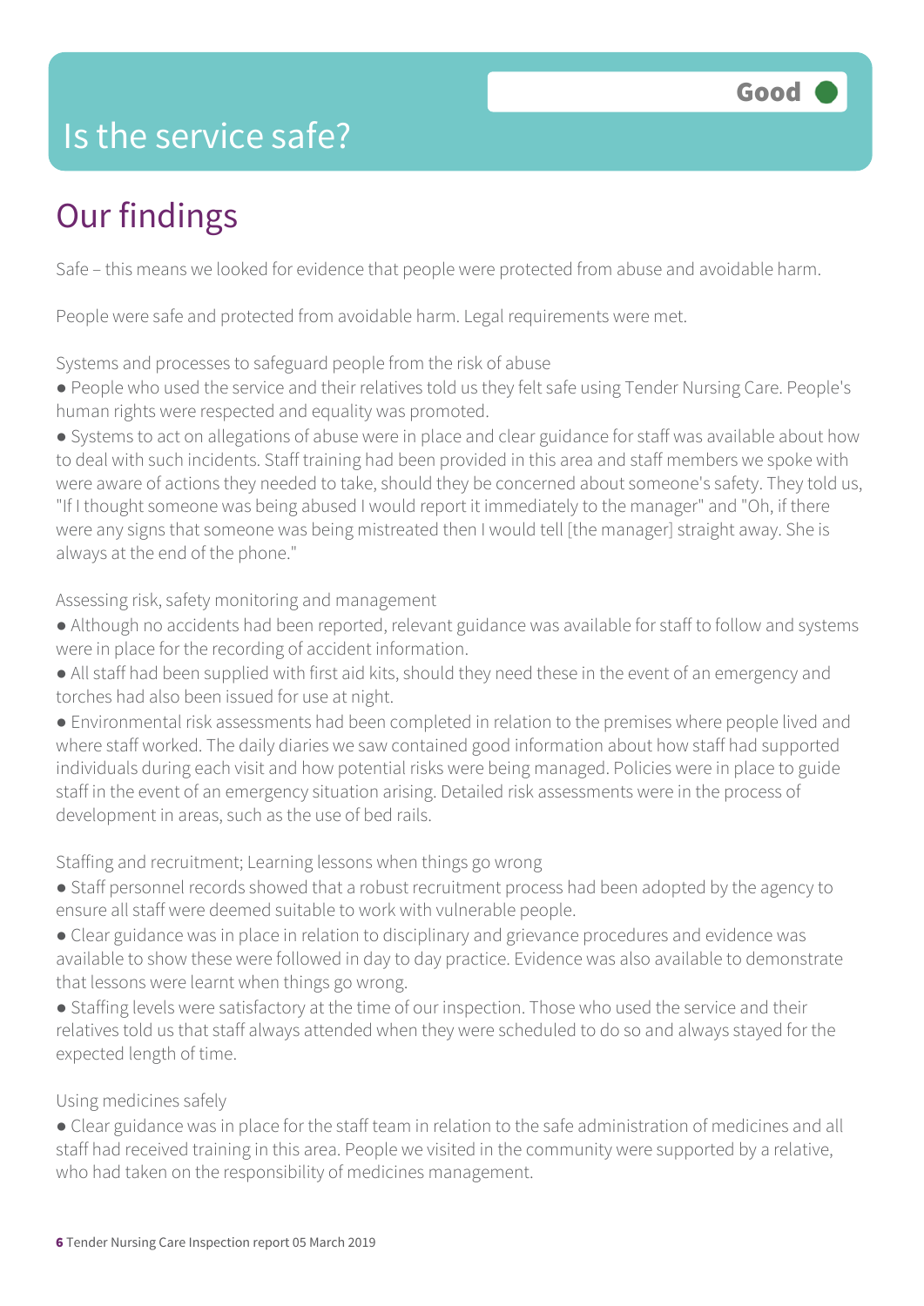# Is the service safe?

Good

## Our findings

Safe – this means we looked for evidence that people were protected from abuse and avoidable harm.

People were safe and protected from avoidable harm. Legal requirements were met.

Systems and processes to safeguard people from the risk of abuse

- People who used the service and their relatives told us they felt safe using Tender Nursing Care. People's human rights were respected and equality was promoted.
- Systems to act on allegations of abuse were in place and clear guidance for staff was available about how to deal with such incidents. Staff training had been provided in this area and staff members we spoke with were aware of actions they needed to take, should they be concerned about someone's safety. They told us, "If I thought someone was being abused I would report it immediately to the manager" and "Oh, if there were any signs that someone was being mistreated then I would tell [the manager] straight away. She is always at the end of the phone."

Assessing risk, safety monitoring and management

- Although no accidents had been reported, relevant guidance was available for staff to follow and systems were in place for the recording of accident information.
- All staff had been supplied with first aid kits, should they need these in the event of an emergency and torches had also been issued for use at night.
- Environmental risk assessments had been completed in relation to the premises where people lived and where staff worked. The daily diaries we saw contained good information about how staff had supported individuals during each visit and how potential risks were being managed. Policies were in place to guide staff in the event of an emergency situation arising. Detailed risk assessments were in the process of development in areas, such as the use of bed rails.

Staffing and recruitment; Learning lessons when things go wrong

- Staff personnel records showed that a robust recruitment process had been adopted by the agency to ensure all staff were deemed suitable to work with vulnerable people.
- Clear guidance was in place in relation to disciplinary and grievance procedures and evidence was available to show these were followed in day to day practice. Evidence was also available to demonstrate that lessons were learnt when things go wrong.
- Staffing levels were satisfactory at the time of our inspection. Those who used the service and their relatives told us that staff always attended when they were scheduled to do so and always stayed for the expected length of time.

Using medicines safely

- Clear guidance was in place for the staff team in relation to the safe administration of medicines and all staff had received training in this area. People we visited in the community were supported by a relative, who had taken on the responsibility of medicines management.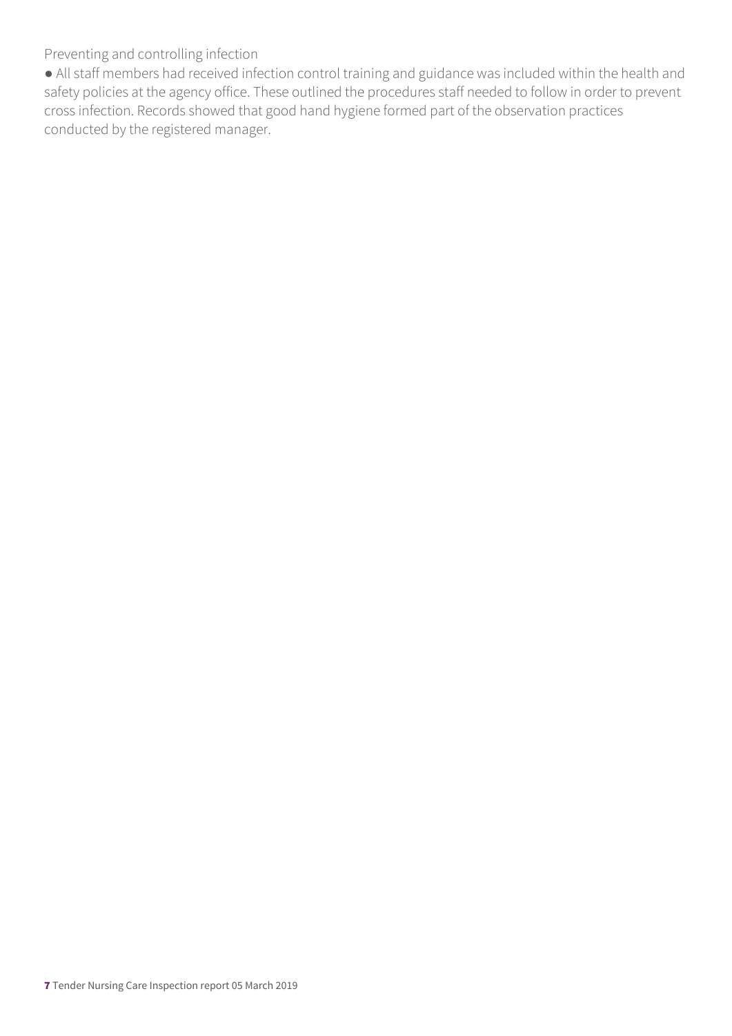Preventing and controlling infection

- All staff members had received infection control training and guidance was included within the health and safety policies at the agency office. These outlined the procedures staff needed to follow in order to prevent cross infection. Records showed that good hand hygiene formed part of the observation practices conducted by the registered manager.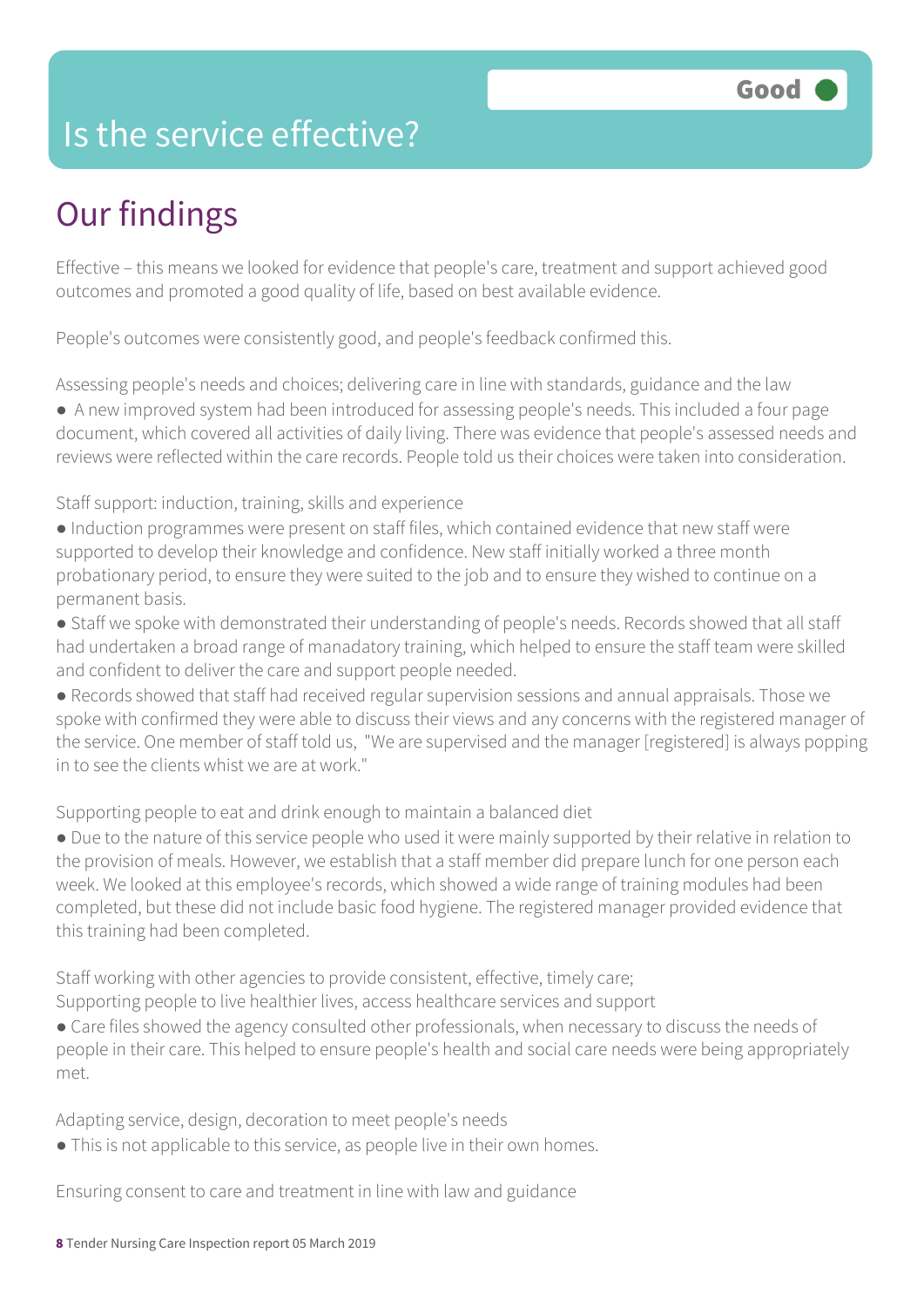# Is the service effective?

**Good**

## Our findings

Effective – this means we looked for evidence that people's care, treatment and support achieved good outcomes and promoted a good quality of life, based on best available evidence.

People's outcomes were consistently good, and people's feedback confirmed this.

Assessing people's needs and choices; delivering care in line with standards, guidance and the law

- A new improved system had been introduced for assessing people's needs. This included a four page document, which covered all activities of daily living. There was evidence that people's assessed needs and reviews were reflected within the care records. People told us their choices were taken into consideration.

Staff support: induction, training, skills and experience

- Induction programmes were present on staff files, which contained evidence that new staff were supported to develop their knowledge and confidence. New staff initially worked a three month probationary period, to ensure they were suited to the job and to ensure they wished to continue on a permanent basis.
- Staff we spoke with demonstrated their understanding of people's needs. Records showed that all staff had undertaken a broad range of manadatory training, which helped to ensure the staff team were skilled and confident to deliver the care and support people needed.
- Records showed that staff had received regular supervision sessions and annual appraisals. Those we spoke with confirmed they were able to discuss their views and any concerns with the registered manager of the service. One member of staff told us, "We are supervised and the manager [registered] is always popping in to see the clients whist we are at work."

Supporting people to eat and drink enough to maintain a balanced diet

- Due to the nature of this service people who used it were mainly supported by their relative in relation to the provision of meals. However, we establish that a staff member did prepare lunch for one person each week. We looked at this employee's records, which showed a wide range of training modules had been completed, but these did not include basic food hygiene. The registered manager provided evidence that this training had been completed.

Staff working with other agencies to provide consistent, effective, timely care;
Supporting people to live healthier lives, access healthcare services and support

- Care files showed the agency consulted other professionals, when necessary to discuss the needs of people in their care. This helped to ensure people's health and social care needs were being appropriately met.

Adapting service, design, decoration to meet people's needs

- This is not applicable to this service, as people live in their own homes.

Ensuring consent to care and treatment in line with law and guidance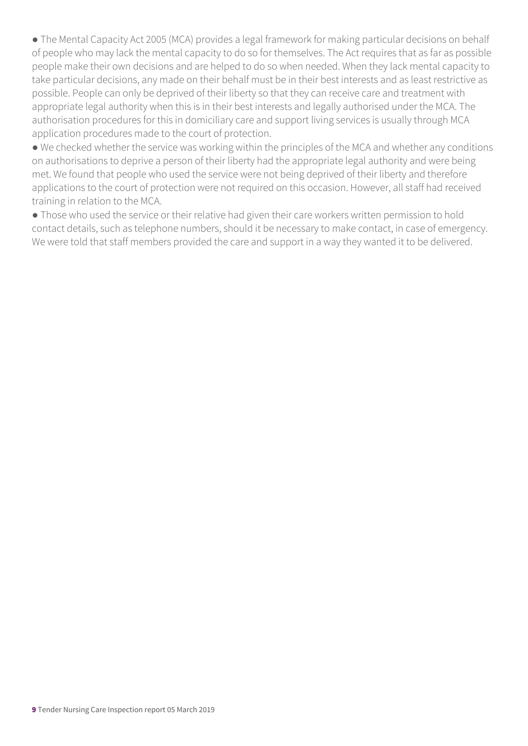- The Mental Capacity Act 2005 (MCA) provides a legal framework for making particular decisions on behalf of people who may lack the mental capacity to do so for themselves. The Act requires that as far as possible people make their own decisions and are helped to do so when needed. When they lack mental capacity to take particular decisions, any made on their behalf must be in their best interests and as least restrictive as possible. People can only be deprived of their liberty so that they can receive care and treatment with appropriate legal authority when this is in their best interests and legally authorised under the MCA. The authorisation procedures for this in domiciliary care and support living services is usually through MCA application procedures made to the court of protection.
- We checked whether the service was working within the principles of the MCA and whether any conditions on authorisations to deprive a person of their liberty had the appropriate legal authority and were being met. We found that people who used the service were not being deprived of their liberty and therefore applications to the court of protection were not required on this occasion. However, all staff had received training in relation to the MCA.
- Those who used the service or their relative had given their care workers written permission to hold contact details, such as telephone numbers, should it be necessary to make contact, in case of emergency. We were told that staff members provided the care and support in a way they wanted it to be delivered.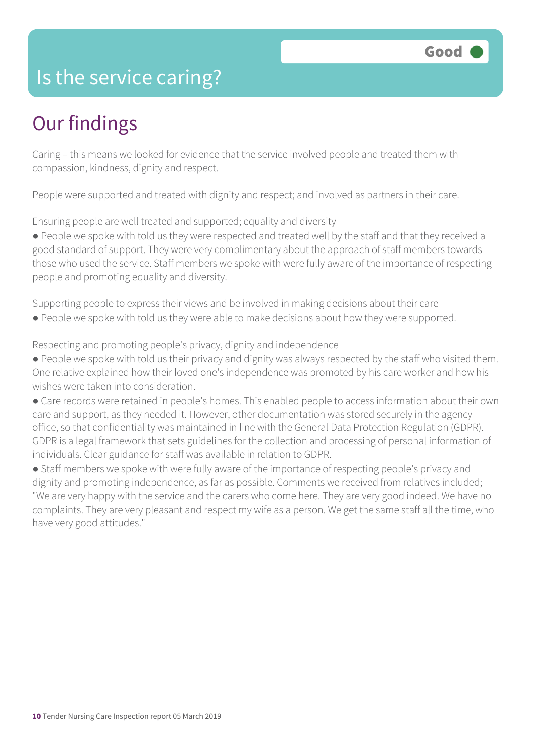# Is the service caring?

Good

## Our findings

Caring – this means we looked for evidence that the service involved people and treated them with compassion, kindness, dignity and respect.

People were supported and treated with dignity and respect; and involved as partners in their care.

Ensuring people are well treated and supported; equality and diversity

- People we spoke with told us they were respected and treated well by the staff and that they received a good standard of support. They were very complimentary about the approach of staff members towards those who used the service. Staff members we spoke with were fully aware of the importance of respecting people and promoting equality and diversity.

Supporting people to express their views and be involved in making decisions about their care

- People we spoke with told us they were able to make decisions about how they were supported.

Respecting and promoting people's privacy, dignity and independence

- People we spoke with told us their privacy and dignity was always respected by the staff who visited them. One relative explained how their loved one's independence was promoted by his care worker and how his wishes were taken into consideration.
- Care records were retained in people's homes. This enabled people to access information about their own care and support, as they needed it. However, other documentation was stored securely in the agency office, so that confidentiality was maintained in line with the General Data Protection Regulation (GDPR). GDPR is a legal framework that sets guidelines for the collection and processing of personal information of individuals. Clear guidance for staff was available in relation to GDPR.
- Staff members we spoke with were fully aware of the importance of respecting people's privacy and dignity and promoting independence, as far as possible. Comments we received from relatives included; "We are very happy with the service and the carers who come here. They are very good indeed. We have no complaints. They are very pleasant and respect my wife as a person. We get the same staff all the time, who have very good attitudes."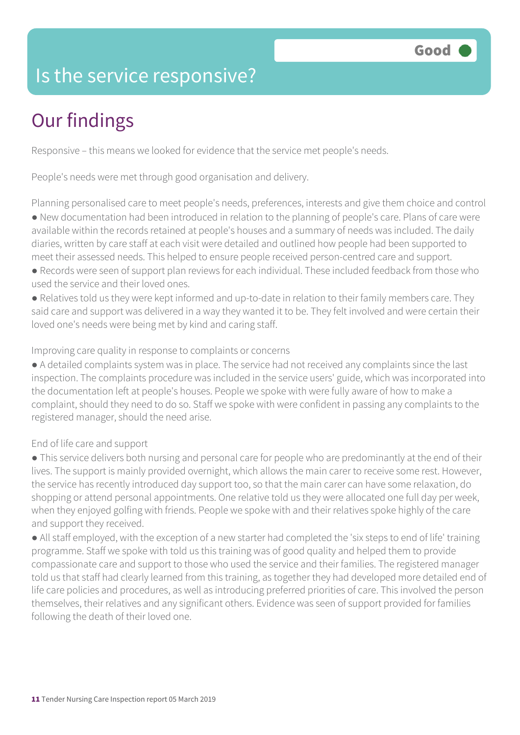# Is the service responsive?

Good

## Our findings

Responsive – this means we looked for evidence that the service met people's needs.

People's needs were met through good organisation and delivery.

Planning personalised care to meet people's needs, preferences, interests and give them choice and control

- New documentation had been introduced in relation to the planning of people's care. Plans of care were available within the records retained at people's houses and a summary of needs was included. The daily diaries, written by care staff at each visit were detailed and outlined how people had been supported to meet their assessed needs. This helped to ensure people received person-centred care and support.
- Records were seen of support plan reviews for each individual. These included feedback from those who used the service and their loved ones.
- Relatives told us they were kept informed and up-to-date in relation to their family members care. They said care and support was delivered in a way they wanted it to be. They felt involved and were certain their loved one's needs were being met by kind and caring staff.

Improving care quality in response to complaints or concerns

- A detailed complaints system was in place. The service had not received any complaints since the last inspection. The complaints procedure was included in the service users' guide, which was incorporated into the documentation left at people's houses. People we spoke with were fully aware of how to make a complaint, should they need to do so. Staff we spoke with were confident in passing any complaints to the registered manager, should the need arise.

End of life care and support

- This service delivers both nursing and personal care for people who are predominantly at the end of their lives. The support is mainly provided overnight, which allows the main carer to receive some rest. However, the service has recently introduced day support too, so that the main carer can have some relaxation, do shopping or attend personal appointments. One relative told us they were allocated one full day per week, when they enjoyed golfing with friends. People we spoke with and their relatives spoke highly of the care and support they received.
- All staff employed, with the exception of a new starter had completed the 'six steps to end of life' training programme. Staff we spoke with told us this training was of good quality and helped them to provide compassionate care and support to those who used the service and their families. The registered manager told us that staff had clearly learned from this training, as together they had developed more detailed end of life care policies and procedures, as well as introducing preferred priorities of care. This involved the person themselves, their relatives and any significant others. Evidence was seen of support provided for families following the death of their loved one.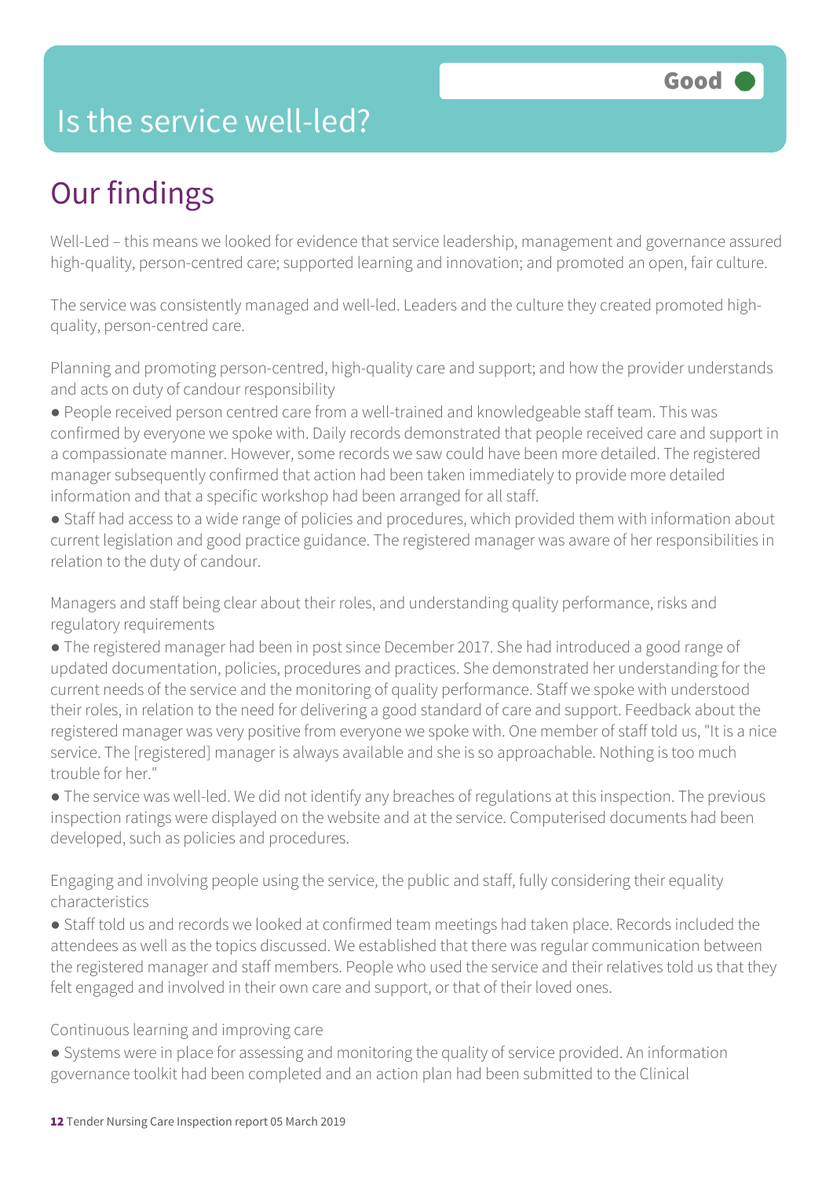Good

# Is the service well-led?

## Our findings

Well-Led – this means we looked for evidence that service leadership, management and governance assured high-quality, person-centred care; supported learning and innovation; and promoted an open, fair culture.

The service was consistently managed and well-led. Leaders and the culture they created promoted high-quality, person-centred care.

Planning and promoting person-centred, high-quality care and support; and how the provider understands and acts on duty of candour responsibility

- People received person centred care from a well-trained and knowledgeable staff team. This was confirmed by everyone we spoke with. Daily records demonstrated that people received care and support in a compassionate manner. However, some records we saw could have been more detailed. The registered manager subsequently confirmed that action had been taken immediately to provide more detailed information and that a specific workshop had been arranged for all staff.
- Staff had access to a wide range of policies and procedures, which provided them with information about current legislation and good practice guidance. The registered manager was aware of her responsibilities in relation to the duty of candour.

Managers and staff being clear about their roles, and understanding quality performance, risks and regulatory requirements

- The registered manager had been in post since December 2017. She had introduced a good range of updated documentation, policies, procedures and practices. She demonstrated her understanding for the current needs of the service and the monitoring of quality performance. Staff we spoke with understood their roles, in relation to the need for delivering a good standard of care and support. Feedback about the registered manager was very positive from everyone we spoke with. One member of staff told us, "It is a nice service. The [registered] manager is always available and she is so approachable. Nothing is too much trouble for her."
- The service was well-led. We did not identify any breaches of regulations at this inspection. The previous inspection ratings were displayed on the website and at the service. Computerised documents had been developed, such as policies and procedures.

Engaging and involving people using the service, the public and staff, fully considering their equality characteristics

- Staff told us and records we looked at confirmed team meetings had taken place. Records included the attendees as well as the topics discussed. We established that there was regular communication between the registered manager and staff members. People who used the service and their relatives told us that they felt engaged and involved in their own care and support, or that of their loved ones.

Continuous learning and improving care

- Systems were in place for assessing and monitoring the quality of service provided. An information governance toolkit had been completed and an action plan had been submitted to the Clinical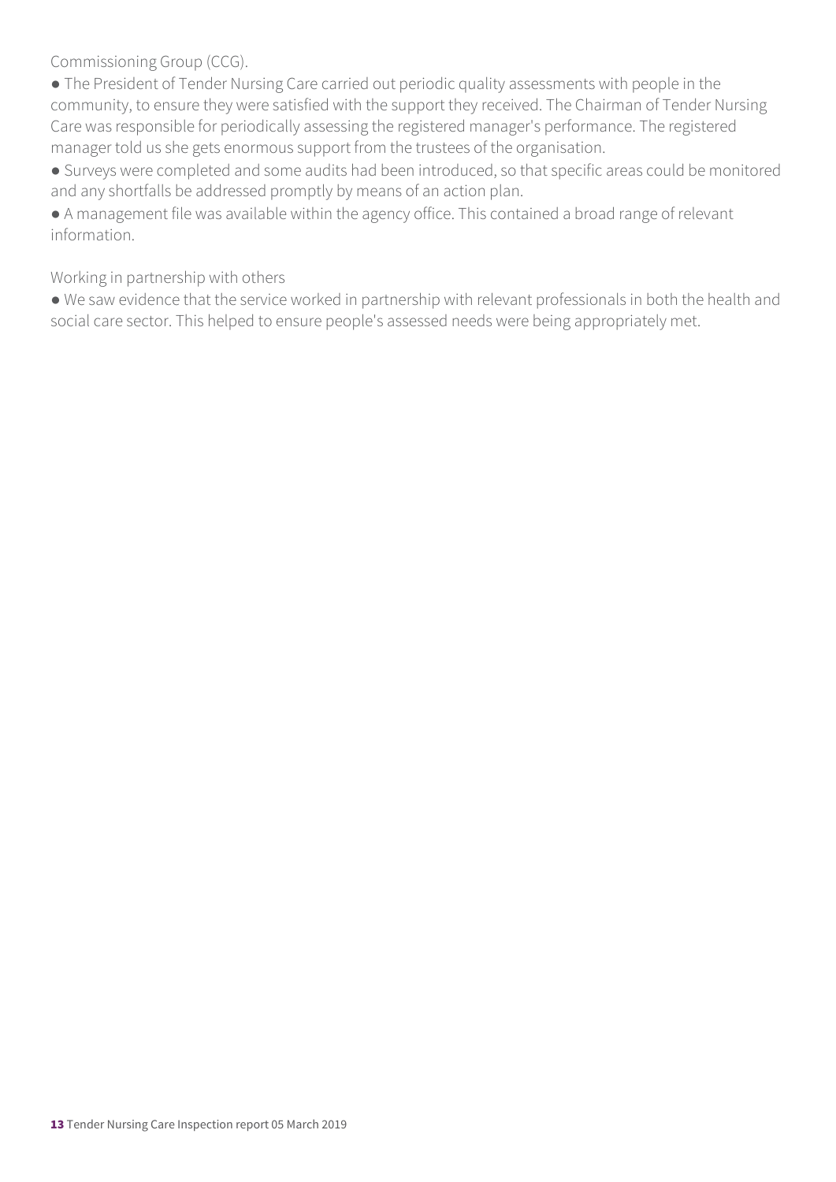Commissioning Group (CCG).

- The President of Tender Nursing Care carried out periodic quality assessments with people in the community, to ensure they were satisfied with the support they received. The Chairman of Tender Nursing Care was responsible for periodically assessing the registered manager's performance. The registered manager told us she gets enormous support from the trustees of the organisation.
- Surveys were completed and some audits had been introduced, so that specific areas could be monitored and any shortfalls be addressed promptly by means of an action plan.
- A management file was available within the agency office. This contained a broad range of relevant information.

Working in partnership with others

- We saw evidence that the service worked in partnership with relevant professionals in both the health and social care sector. This helped to ensure people's assessed needs were being appropriately met.